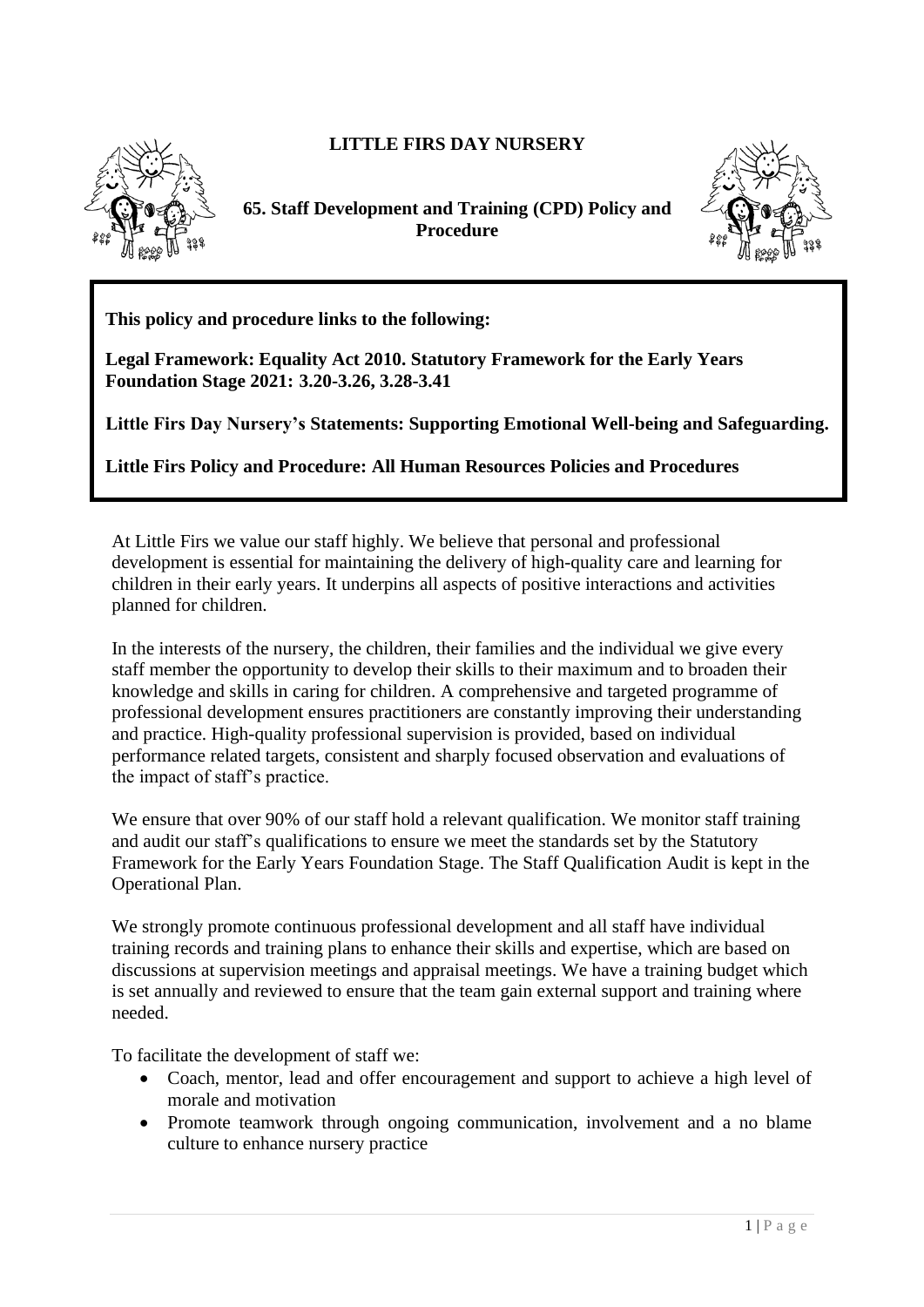# LITTLE FIRS DAY NURSERY

## 65. Staff Development and Training (CPD) Policy and Procedure

**This policy and procedure links to the following:**

**Legal Framework: Equality Act 2010. Statutory Framework for the Early Years Foundation Stage 2021: 3.20-3.26, 3.28-3.41**

**Little Firs Day Nursery's Statements: Supporting Emotional Well-being and Safeguarding.**

**Little Firs Policy and Procedure: All Human Resources Policies and Procedures**

At Little Firs we value our staff highly. We believe that personal and professional development is essential for maintaining the delivery of high-quality care and learning for children in their early years. It underpins all aspects of positive interactions and activities planned for children.

In the interests of the nursery, the children, their families and the individual we give every staff member the opportunity to develop their skills to their maximum and to broaden their knowledge and skills in caring for children. A comprehensive and targeted programme of professional development ensures practitioners are constantly improving their understanding and practice. High-quality professional supervision is provided, based on individual performance related targets, consistent and sharply focused observation and evaluations of the impact of staff's practice.

We ensure that over 90% of our staff hold a relevant qualification. We monitor staff training and audit our staff's qualifications to ensure we meet the standards set by the Statutory Framework for the Early Years Foundation Stage. The Staff Qualification Audit is kept in the Operational Plan.

We strongly promote continuous professional development and all staff have individual training records and training plans to enhance their skills and expertise, which are based on discussions at supervision meetings and appraisal meetings. We have a training budget which is set annually and reviewed to ensure that the team gain external support and training where needed.

To facilitate the development of staff we:

- Coach, mentor, lead and offer encouragement and support to achieve a high level of morale and motivation
- Promote teamwork through ongoing communication, involvement and a no blame culture to enhance nursery practice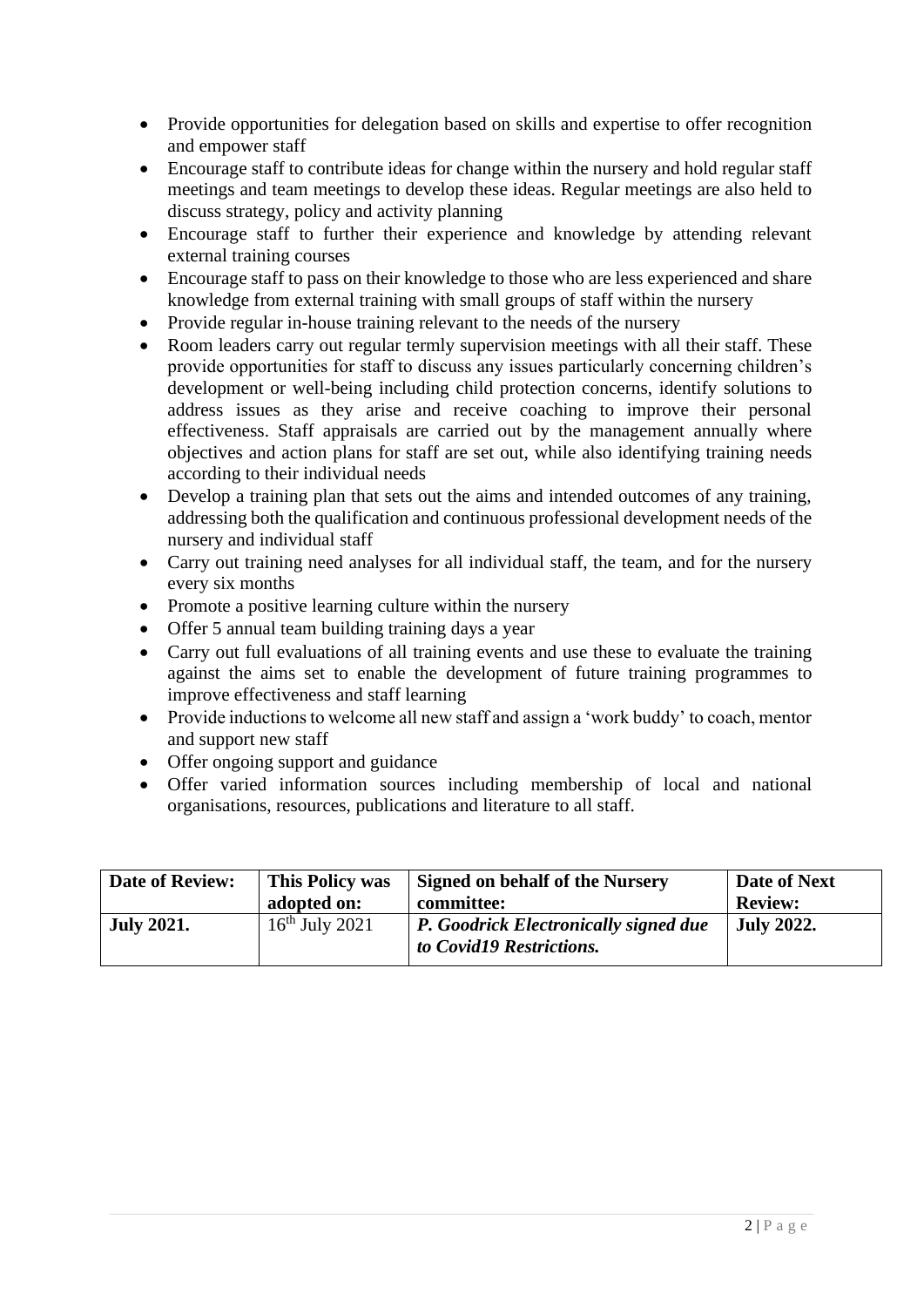- Provide opportunities for delegation based on skills and expertise to offer recognition and empower staff
- Encourage staff to contribute ideas for change within the nursery and hold regular staff meetings and team meetings to develop these ideas. Regular meetings are also held to discuss strategy, policy and activity planning
- Encourage staff to further their experience and knowledge by attending relevant external training courses
- Encourage staff to pass on their knowledge to those who are less experienced and share knowledge from external training with small groups of staff within the nursery
- Provide regular in-house training relevant to the needs of the nursery
- Room leaders carry out regular termly supervision meetings with all their staff. These provide opportunities for staff to discuss any issues particularly concerning children's development or well-being including child protection concerns, identify solutions to address issues as they arise and receive coaching to improve their personal effectiveness. Staff appraisals are carried out by the management annually where objectives and action plans for staff are set out, while also identifying training needs according to their individual needs
- Develop a training plan that sets out the aims and intended outcomes of any training, addressing both the qualification and continuous professional development needs of the nursery and individual staff
- Carry out training need analyses for all individual staff, the team, and for the nursery every six months
- Promote a positive learning culture within the nursery
- Offer 5 annual team building training days a year
- Carry out full evaluations of all training events and use these to evaluate the training against the aims set to enable the development of future training programmes to improve effectiveness and staff learning
- Provide inductions to welcome all new staff and assign a 'work buddy' to coach, mentor and support new staff
- Offer ongoing support and guidance
- Offer varied information sources including membership of local and national organisations, resources, publications and literature to all staff.

| Date of Review: | This Policy was adopted on: | Signed on behalf of the Nursery committee: | Date of Next Review: |
|---|---|---|---|
| **July 2021.** | 16th July 2021 | ***P. Goodrick Electronically signed due to Covid19 Restrictions.*** | **July 2022.** |